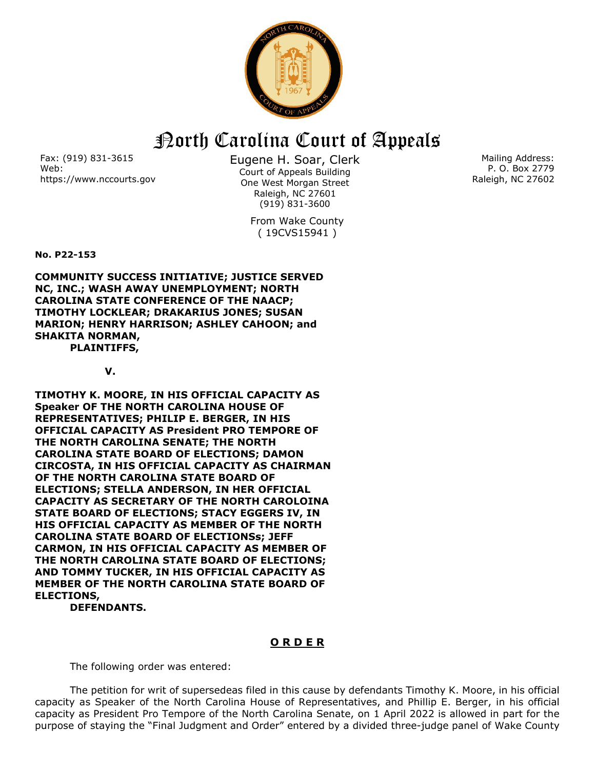# North Carolina Court of Appeals

Fax: (919) 831-3615
Web:
https://www.nccourts.gov

Eugene H. Soar, Clerk
Court of Appeals Building
One West Morgan Street
Raleigh, NC 27601
(919) 831-3600

Mailing Address:
P. O. Box 2779
Raleigh, NC 27602

From Wake County
( 19CVS15941 )

**No. P22-153**

**COMMUNITY SUCCESS INITIATIVE; JUSTICE SERVED NC, INC.; WASH AWAY UNEMPLOYMENT; NORTH CAROLINA STATE CONFERENCE OF THE NAACP; TIMOTHY LOCKLEAR; DRAKARIUS JONES; SUSAN MARION; HENRY HARRISON; ASHLEY CAHOON; and SHAKITA NORMAN,**
**PLAINTIFFS,**

**V.**

**TIMOTHY K. MOORE, IN HIS OFFICIAL CAPACITY AS Speaker OF THE NORTH CAROLINA HOUSE OF REPRESENTATIVES; PHILIP E. BERGER, IN HIS OFFICIAL CAPACITY AS President PRO TEMPORE OF THE NORTH CAROLINA SENATE; THE NORTH CAROLINA STATE BOARD OF ELECTIONS; DAMON CIRCOSTA, IN HIS OFFICIAL CAPACITY AS CHAIRMAN OF THE NORTH CAROLINA STATE BOARD OF ELECTIONS; STELLA ANDERSON, IN HER OFFICIAL CAPACITY AS SECRETARY OF THE NORTH CAROLOINA STATE BOARD OF ELECTIONS; STACY EGGERS IV, IN HIS OFFICIAL CAPACITY AS MEMBER OF THE NORTH CAROLINA STATE BOARD OF ELECTIONSs; JEFF CARMON, IN HIS OFFICIAL CAPACITY AS MEMBER OF THE NORTH CAROLINA STATE BOARD OF ELECTIONS; AND TOMMY TUCKER, IN HIS OFFICIAL CAPACITY AS MEMBER OF THE NORTH CAROLINA STATE BOARD OF ELECTIONS,**
**DEFENDANTS.**

## O R D E R

The following order was entered:

The petition for writ of supersedeas filed in this cause by defendants Timothy K. Moore, in his official capacity as Speaker of the North Carolina House of Representatives, and Phillip E. Berger, in his official capacity as President Pro Tempore of the North Carolina Senate, on 1 April 2022 is allowed in part for the purpose of staying the "Final Judgment and Order" entered by a divided three-judge panel of Wake County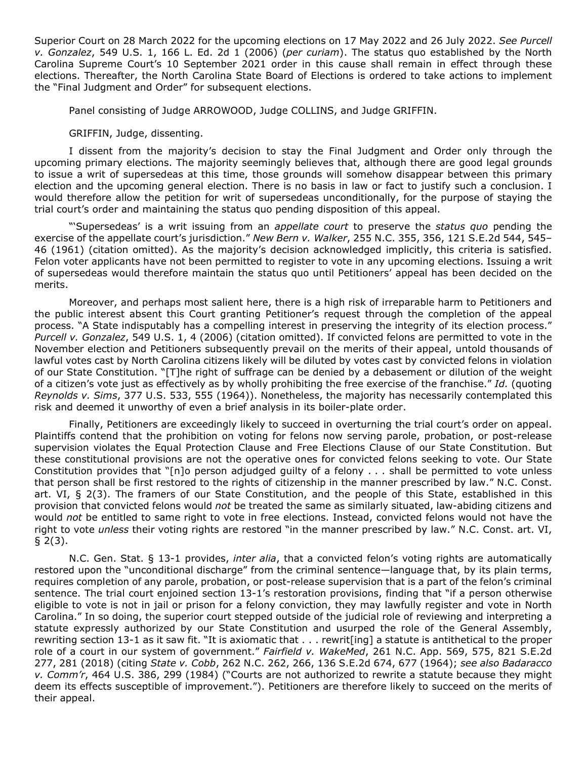Superior Court on 28 March 2022 for the upcoming elections on 17 May 2022 and 26 July 2022. *See Purcell v. Gonzalez*, 549 U.S. 1, 166 L. Ed. 2d 1 (2006) (*per curiam*). The status quo established by the North Carolina Supreme Court's 10 September 2021 order in this cause shall remain in effect through these elections. Thereafter, the North Carolina State Board of Elections is ordered to take actions to implement the "Final Judgment and Order" for subsequent elections.

Panel consisting of Judge ARROWOOD, Judge COLLINS, and Judge GRIFFIN.

GRIFFIN, Judge, dissenting.

I dissent from the majority's decision to stay the Final Judgment and Order only through the upcoming primary elections. The majority seemingly believes that, although there are good legal grounds to issue a writ of supersedeas at this time, those grounds will somehow disappear between this primary election and the upcoming general election. There is no basis in law or fact to justify such a conclusion. I would therefore allow the petition for writ of supersedeas unconditionally, for the purpose of staying the trial court's order and maintaining the status quo pending disposition of this appeal.

"'Supersedeas' is a writ issuing from an *appellate court* to preserve the *status quo* pending the exercise of the appellate court's jurisdiction." *New Bern v. Walker*, 255 N.C. 355, 356, 121 S.E.2d 544, 545–46 (1961) (citation omitted). As the majority's decision acknowledged implicitly, this criteria is satisfied. Felon voter applicants have not been permitted to register to vote in any upcoming elections. Issuing a writ of supersedeas would therefore maintain the status quo until Petitioners' appeal has been decided on the merits.

Moreover, and perhaps most salient here, there is a high risk of irreparable harm to Petitioners and the public interest absent this Court granting Petitioner's request through the completion of the appeal process. "A State indisputably has a compelling interest in preserving the integrity of its election process." *Purcell v. Gonzalez*, 549 U.S. 1, 4 (2006) (citation omitted). If convicted felons are permitted to vote in the November election and Petitioners subsequently prevail on the merits of their appeal, untold thousands of lawful votes cast by North Carolina citizens likely will be diluted by votes cast by convicted felons in violation of our State Constitution. "[T]he right of suffrage can be denied by a debasement or dilution of the weight of a citizen's vote just as effectively as by wholly prohibiting the free exercise of the franchise." *Id.* (quoting *Reynolds v. Sims*, 377 U.S. 533, 555 (1964)). Nonetheless, the majority has necessarily contemplated this risk and deemed it unworthy of even a brief analysis in its boiler-plate order.

Finally, Petitioners are exceedingly likely to succeed in overturning the trial court's order on appeal. Plaintiffs contend that the prohibition on voting for felons now serving parole, probation, or post-release supervision violates the Equal Protection Clause and Free Elections Clause of our State Constitution. But these constitutional provisions are not the operative ones for convicted felons seeking to vote. Our State Constitution provides that "[n]o person adjudged guilty of a felony . . . shall be permitted to vote unless that person shall be first restored to the rights of citizenship in the manner prescribed by law." N.C. Const. art. VI, § 2(3). The framers of our State Constitution, and the people of this State, established in this provision that convicted felons would *not* be treated the same as similarly situated, law-abiding citizens and would *not* be entitled to same right to vote in free elections. Instead, convicted felons would not have the right to vote *unless* their voting rights are restored "in the manner prescribed by law." N.C. Const. art. VI, § 2(3).

N.C. Gen. Stat. § 13-1 provides, *inter alia*, that a convicted felon's voting rights are automatically restored upon the "unconditional discharge" from the criminal sentence—language that, by its plain terms, requires completion of any parole, probation, or post-release supervision that is a part of the felon's criminal sentence. The trial court enjoined section 13-1's restoration provisions, finding that "if a person otherwise eligible to vote is not in jail or prison for a felony conviction, they may lawfully register and vote in North Carolina." In so doing, the superior court stepped outside of the judicial role of reviewing and interpreting a statute expressly authorized by our State Constitution and usurped the role of the General Assembly, rewriting section 13-1 as it saw fit. "It is axiomatic that . . . rewrit[ing] a statute is antithetical to the proper role of a court in our system of government." *Fairfield v. WakeMed*, 261 N.C. App. 569, 575, 821 S.E.2d 277, 281 (2018) (citing *State v. Cobb*, 262 N.C. 262, 266, 136 S.E.2d 674, 677 (1964); *see also Badaracco v. Comm'r*, 464 U.S. 386, 299 (1984) ("Courts are not authorized to rewrite a statute because they might deem its effects susceptible of improvement."). Petitioners are therefore likely to succeed on the merits of their appeal.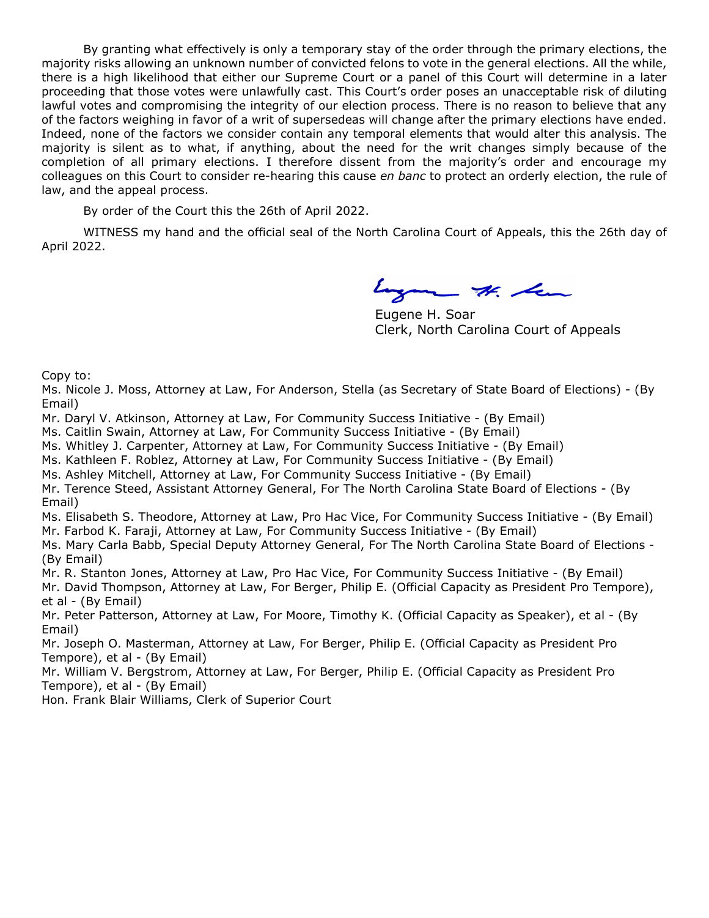By granting what effectively is only a temporary stay of the order through the primary elections, the majority risks allowing an unknown number of convicted felons to vote in the general elections. All the while, there is a high likelihood that either our Supreme Court or a panel of this Court will determine in a later proceeding that those votes were unlawfully cast. This Court's order poses an unacceptable risk of diluting lawful votes and compromising the integrity of our election process. There is no reason to believe that any of the factors weighing in favor of a writ of supersedeas will change after the primary elections have ended. Indeed, none of the factors we consider contain any temporal elements that would alter this analysis. The majority is silent as to what, if anything, about the need for the writ changes simply because of the completion of all primary elections. I therefore dissent from the majority's order and encourage my colleagues on this Court to consider re-hearing this cause *en banc* to protect an orderly election, the rule of law, and the appeal process.

By order of the Court this the 26th of April 2022.

WITNESS my hand and the official seal of the North Carolina Court of Appeals, this the 26th day of April 2022.

Eugene H. Soar
Clerk, North Carolina Court of Appeals

Copy to:
Ms. Nicole J. Moss, Attorney at Law, For Anderson, Stella (as Secretary of State Board of Elections) - (By Email)
Mr. Daryl V. Atkinson, Attorney at Law, For Community Success Initiative - (By Email)
Ms. Caitlin Swain, Attorney at Law, For Community Success Initiative - (By Email)
Ms. Whitley J. Carpenter, Attorney at Law, For Community Success Initiative - (By Email)
Ms. Kathleen F. Roblez, Attorney at Law, For Community Success Initiative - (By Email)
Ms. Ashley Mitchell, Attorney at Law, For Community Success Initiative - (By Email)
Mr. Terence Steed, Assistant Attorney General, For The North Carolina State Board of Elections - (By Email)
Ms. Elisabeth S. Theodore, Attorney at Law, Pro Hac Vice, For Community Success Initiative - (By Email)
Mr. Farbod K. Faraji, Attorney at Law, For Community Success Initiative - (By Email)
Ms. Mary Carla Babb, Special Deputy Attorney General, For The North Carolina State Board of Elections - (By Email)
Mr. R. Stanton Jones, Attorney at Law, Pro Hac Vice, For Community Success Initiative - (By Email)
Mr. David Thompson, Attorney at Law, For Berger, Philip E. (Official Capacity as President Pro Tempore), et al - (By Email)
Mr. Peter Patterson, Attorney at Law, For Moore, Timothy K. (Official Capacity as Speaker), et al - (By Email)
Mr. Joseph O. Masterman, Attorney at Law, For Berger, Philip E. (Official Capacity as President Pro Tempore), et al - (By Email)
Mr. William V. Bergstrom, Attorney at Law, For Berger, Philip E. (Official Capacity as President Pro Tempore), et al - (By Email)
Hon. Frank Blair Williams, Clerk of Superior Court